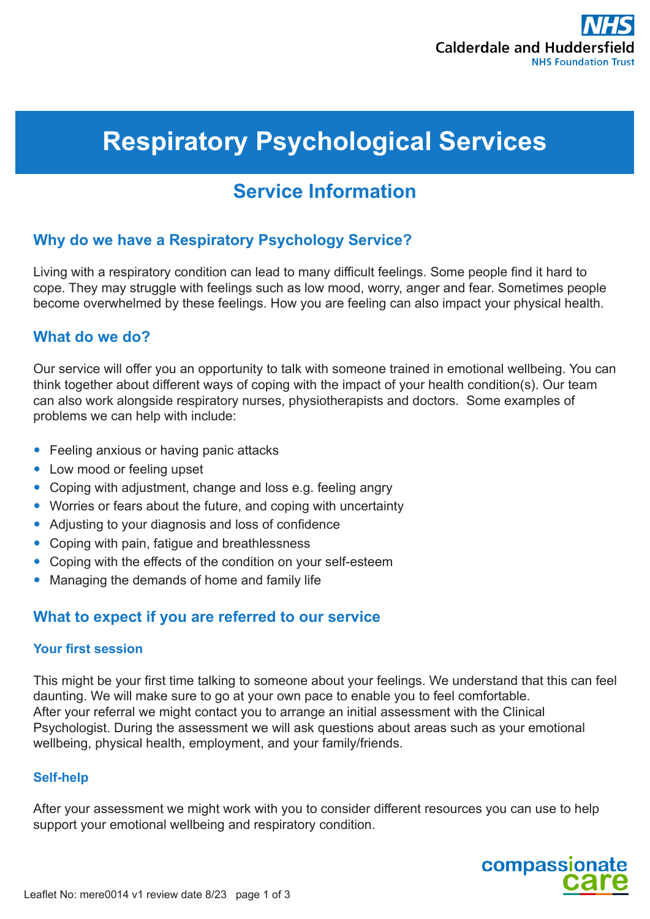NHS
Calderdale and Huddersfield
NHS Foundation Trust

# Respiratory Psychological Services

## Service Information

### Why do we have a Respiratory Psychology Service?

Living with a respiratory condition can lead to many difficult feelings. Some people find it hard to cope. They may struggle with feelings such as low mood, worry, anger and fear. Sometimes people become overwhelmed by these feelings. How you are feeling can also impact your physical health.

### What do we do?

Our service will offer you an opportunity to talk with someone trained in emotional wellbeing. You can think together about different ways of coping with the impact of your health condition(s). Our team can also work alongside respiratory nurses, physiotherapists and doctors. Some examples of problems we can help with include:

- Feeling anxious or having panic attacks
- Low mood or feeling upset
- Coping with adjustment, change and loss e.g. feeling angry
- Worries or fears about the future, and coping with uncertainty
- Adjusting to your diagnosis and loss of confidence
- Coping with pain, fatigue and breathlessness
- Coping with the effects of the condition on your self-esteem
- Managing the demands of home and family life

### What to expect if you are referred to our service

#### Your first session

This might be your first time talking to someone about your feelings. We understand that this can feel daunting. We will make sure to go at your own pace to enable you to feel comfortable.
After your referral we might contact you to arrange an initial assessment with the Clinical Psychologist. During the assessment we will ask questions about areas such as your emotional wellbeing, physical health, employment, and your family/friends.

#### Self-help

After your assessment we might work with you to consider different resources you can use to help support your emotional wellbeing and respiratory condition.

compassionate care

Leaflet No: mere0014 v1 review date 8/23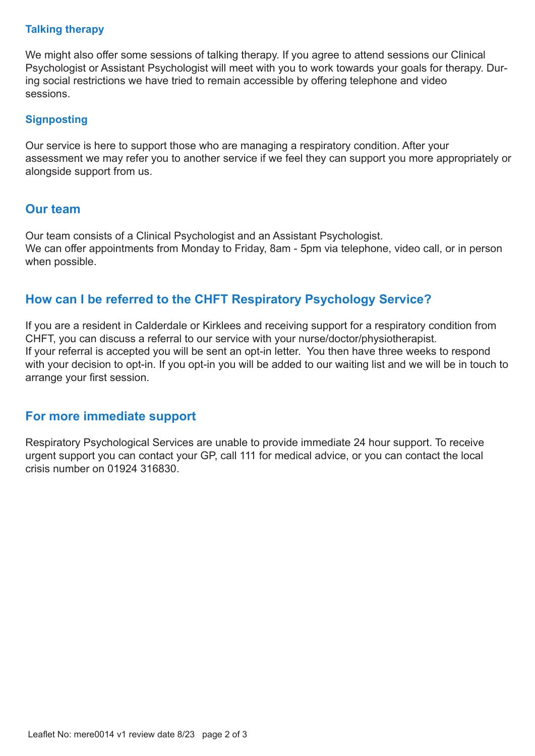### Talking therapy

We might also offer some sessions of talking therapy. If you agree to attend sessions our Clinical Psychologist or Assistant Psychologist will meet with you to work towards your goals for therapy. During social restrictions we have tried to remain accessible by offering telephone and video sessions.

### Signposting

Our service is here to support those who are managing a respiratory condition. After your assessment we may refer you to another service if we feel they can support you more appropriately or alongside support from us.

## Our team

Our team consists of a Clinical Psychologist and an Assistant Psychologist.
We can offer appointments from Monday to Friday, 8am - 5pm via telephone, video call, or in person when possible.

## How can I be referred to the CHFT Respiratory Psychology Service?

If you are a resident in Calderdale or Kirklees and receiving support for a respiratory condition from CHFT, you can discuss a referral to our service with your nurse/doctor/physiotherapist.
If your referral is accepted you will be sent an opt-in letter. You then have three weeks to respond with your decision to opt-in. If you opt-in you will be added to our waiting list and we will be in touch to arrange your first session.

## For more immediate support

Respiratory Psychological Services are unable to provide immediate 24 hour support. To receive urgent support you can contact your GP, call 111 for medical advice, or you can contact the local crisis number on 01924 316830.

Leaflet No: mere0014 v1 review date 8/23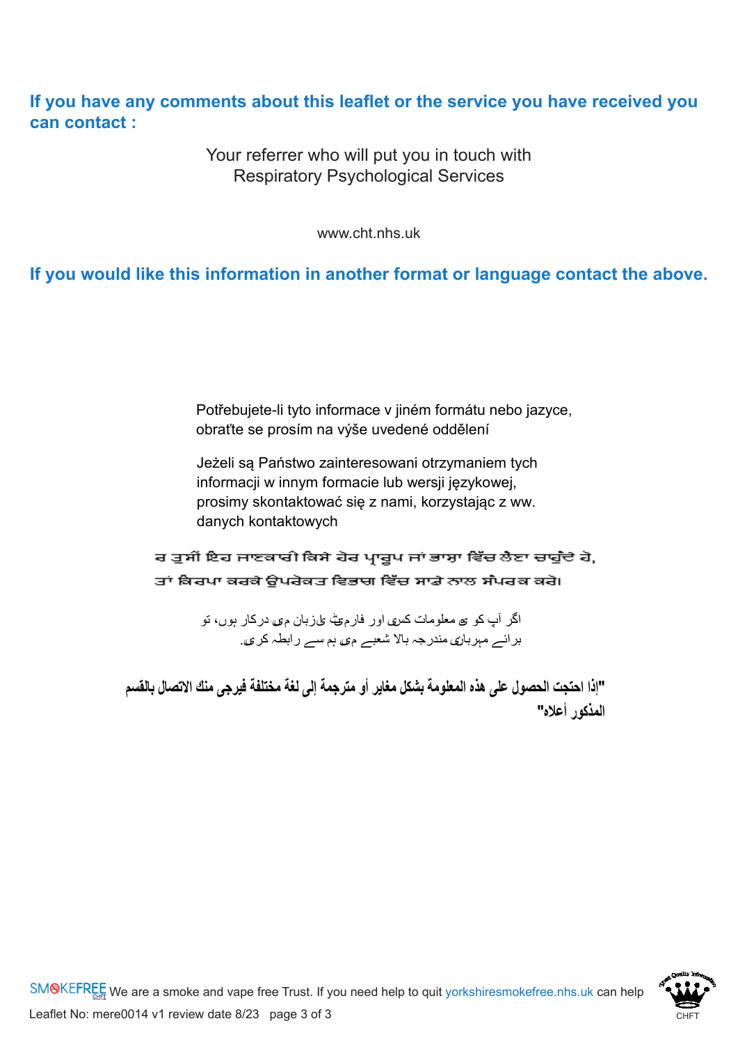**If you have any comments about this leaflet or the service you have received you can contact :**

Your referrer who will put you in touch with
Respiratory Psychological Services

www.cht.nhs.uk

**If you would like this information in another format or language contact the above.**

Potřebujete-li tyto informace v jiném formátu nebo jazyce, obraťte se prosím na výše uvedené oddělení

Jeżeli są Państwo zainteresowani otrzymaniem tych informacji w innym formacie lub wersji językowej, prosimy skontaktować się z nami, korzystając z ww. danych kontaktowych

ਰ ਤੁਸੀਂ ਇਹ ਜਾਣਕਾਰੀ ਕਿਸੇ ਹੋਰ ਪ੍ਰਾਰੂਪ ਜਾਂ ਭਾਸ਼ਾ ਵਿੱਚ ਲੈਣਾ ਚਾਹੁੰਦੇ ਹੋ, ਤਾਂ ਕਿਰਪਾ ਕਰਕੇ ਉਪਰੋਕਤ ਵਿਭਾਗ ਵਿੱਚ ਸਾਡੇ ਨਾਲ ਸੰਪਰਕ ਕਰੋ।

اگر آپ کو یہ معلومات کسی اور فارمیٹ یا زبان میں درکار ہوں، تو برائے مہربانی مندرجہ بالا شعبے میں ہم سے رابطہ کریں۔

**"إذا احتجت الحصول على هذه المعلومة بشكل مغاير أو مترجمة إلى لغة مختلفة فيرجى منك الاتصال بالقسم المذكور أعلاه"**

SMOKEFREE We are a smoke and vape free Trust. If you need help to quit yorkshiresmokefree.nhs.uk can help

Leaflet No: mere0014 v1 review date 8/23

CHFT